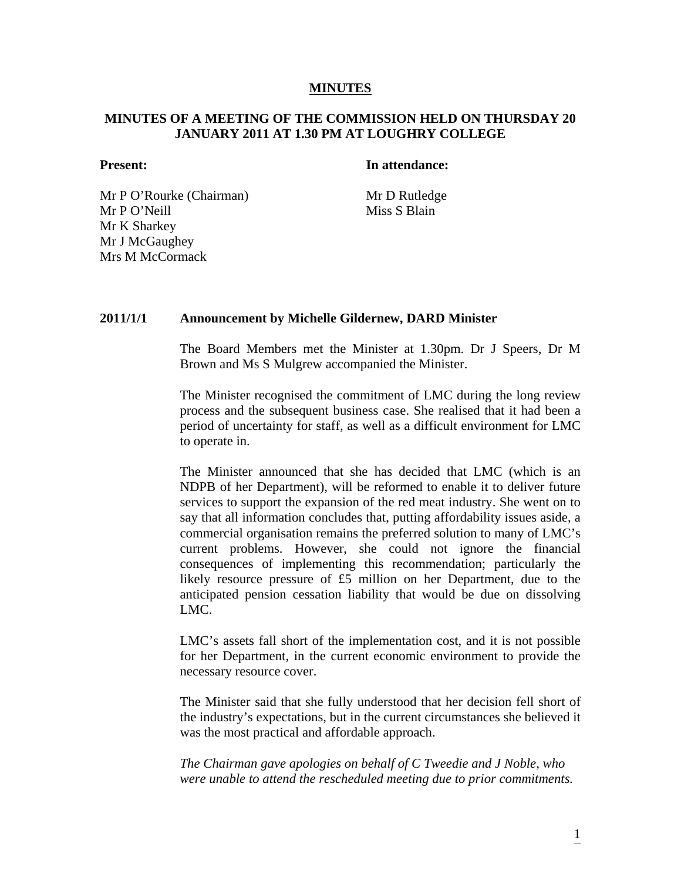# MINUTES

## MINUTES OF A MEETING OF THE COMMISSION HELD ON THURSDAY 20 JANUARY 2011 AT 1.30 PM AT LOUGHRY COLLEGE

| **Present:** | **In attendance:** |
|---|---|
| Mr P O'Rourke (Chairman) | Mr D Rutledge |
| Mr P O'Neill | Miss S Blain |
| Mr K Sharkey | |
| Mr J McGaughey | |
| Mrs M McCormack | |

### 2011/1/1 Announcement by Michelle Gildernew, DARD Minister

The Board Members met the Minister at 1.30pm. Dr J Speers, Dr M Brown and Ms S Mulgrew accompanied the Minister.

The Minister recognised the commitment of LMC during the long review process and the subsequent business case. She realised that it had been a period of uncertainty for staff, as well as a difficult environment for LMC to operate in.

The Minister announced that she has decided that LMC (which is an NDPB of her Department), will be reformed to enable it to deliver future services to support the expansion of the red meat industry. She went on to say that all information concludes that, putting affordability issues aside, a commercial organisation remains the preferred solution to many of LMC's current problems. However, she could not ignore the financial consequences of implementing this recommendation; particularly the likely resource pressure of £5 million on her Department, due to the anticipated pension cessation liability that would be due on dissolving LMC.

LMC's assets fall short of the implementation cost, and it is not possible for her Department, in the current economic environment to provide the necessary resource cover.

The Minister said that she fully understood that her decision fell short of the industry's expectations, but in the current circumstances she believed it was the most practical and affordable approach.

*The Chairman gave apologies on behalf of C Tweedie and J Noble, who were unable to attend the rescheduled meeting due to prior commitments.*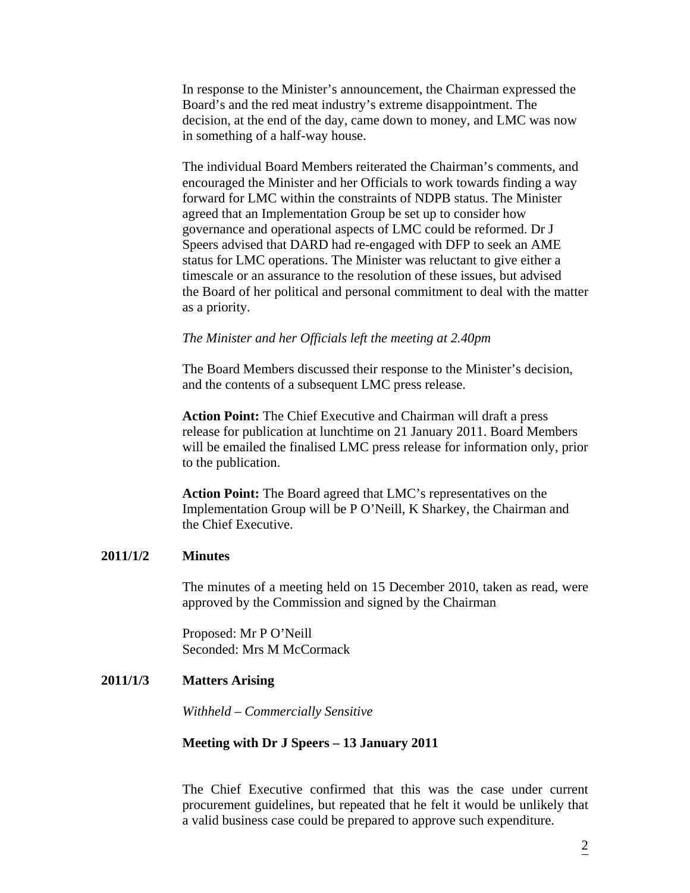In response to the Minister's announcement, the Chairman expressed the Board's and the red meat industry's extreme disappointment. The decision, at the end of the day, came down to money, and LMC was now in something of a half-way house.

The individual Board Members reiterated the Chairman's comments, and encouraged the Minister and her Officials to work towards finding a way forward for LMC within the constraints of NDPB status. The Minister agreed that an Implementation Group be set up to consider how governance and operational aspects of LMC could be reformed. Dr J Speers advised that DARD had re-engaged with DFP to seek an AME status for LMC operations. The Minister was reluctant to give either a timescale or an assurance to the resolution of these issues, but advised the Board of her political and personal commitment to deal with the matter as a priority.

*The Minister and her Officials left the meeting at 2.40pm*

The Board Members discussed their response to the Minister's decision, and the contents of a subsequent LMC press release.

**Action Point:** The Chief Executive and Chairman will draft a press release for publication at lunchtime on 21 January 2011. Board Members will be emailed the finalised LMC press release for information only, prior to the publication.

**Action Point:** The Board agreed that LMC's representatives on the Implementation Group will be P O'Neill, K Sharkey, the Chairman and the Chief Executive.

**2011/1/2 Minutes**

The minutes of a meeting held on 15 December 2010, taken as read, were approved by the Commission and signed by the Chairman

Proposed: Mr P O'Neill
Seconded: Mrs M McCormack

**2011/1/3 Matters Arising**

*Withheld – Commercially Sensitive*

**Meeting with Dr J Speers – 13 January 2011**

The Chief Executive confirmed that this was the case under current procurement guidelines, but repeated that he felt it would be unlikely that a valid business case could be prepared to approve such expenditure.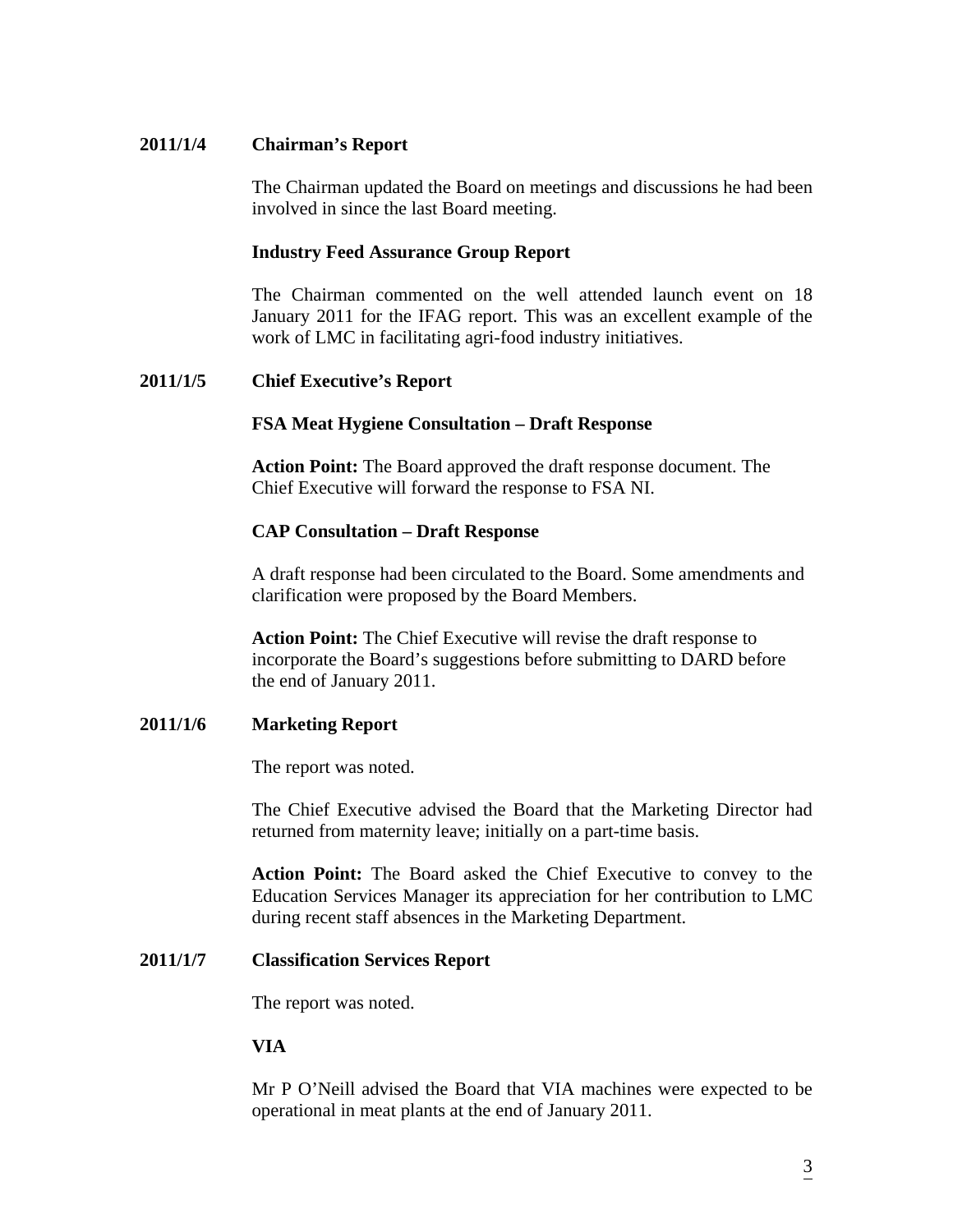**2011/1/4 Chairman's Report**

The Chairman updated the Board on meetings and discussions he had been involved in since the last Board meeting.

**Industry Feed Assurance Group Report**

The Chairman commented on the well attended launch event on 18 January 2011 for the IFAG report. This was an excellent example of the work of LMC in facilitating agri-food industry initiatives.

**2011/1/5 Chief Executive's Report**

**FSA Meat Hygiene Consultation – Draft Response**

**Action Point:** The Board approved the draft response document. The Chief Executive will forward the response to FSA NI.

**CAP Consultation – Draft Response**

A draft response had been circulated to the Board. Some amendments and clarification were proposed by the Board Members.

**Action Point:** The Chief Executive will revise the draft response to incorporate the Board's suggestions before submitting to DARD before the end of January 2011.

**2011/1/6 Marketing Report**

The report was noted.

The Chief Executive advised the Board that the Marketing Director had returned from maternity leave; initially on a part-time basis.

**Action Point:** The Board asked the Chief Executive to convey to the Education Services Manager its appreciation for her contribution to LMC during recent staff absences in the Marketing Department.

**2011/1/7 Classification Services Report**

The report was noted.

**VIA**

Mr P O'Neill advised the Board that VIA machines were expected to be operational in meat plants at the end of January 2011.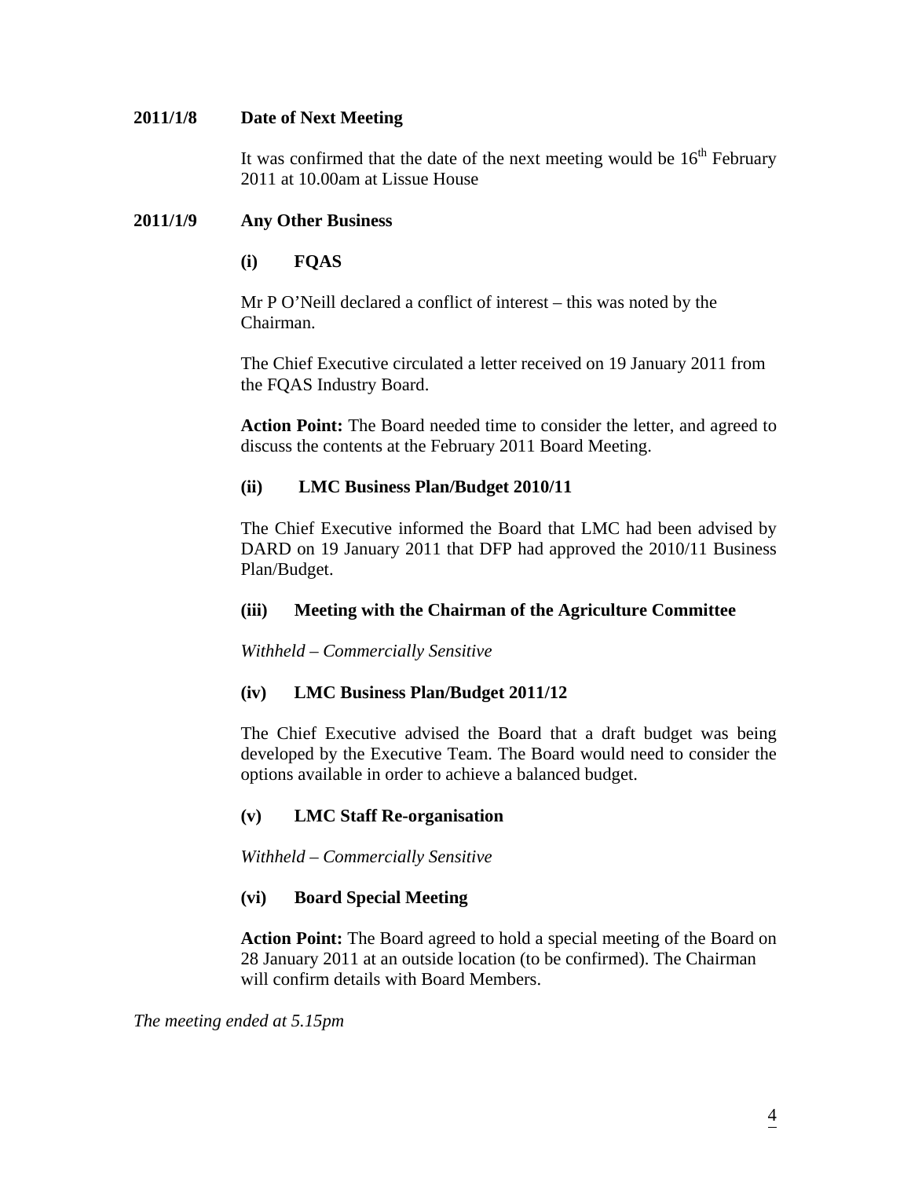**2011/1/8 Date of Next Meeting**

It was confirmed that the date of the next meeting would be 16th February 2011 at 10.00am at Lissue House

**2011/1/9 Any Other Business**

**(i) FQAS**

Mr P O'Neill declared a conflict of interest – this was noted by the Chairman.

The Chief Executive circulated a letter received on 19 January 2011 from the FQAS Industry Board.

**Action Point:** The Board needed time to consider the letter, and agreed to discuss the contents at the February 2011 Board Meeting.

**(ii) LMC Business Plan/Budget 2010/11**

The Chief Executive informed the Board that LMC had been advised by DARD on 19 January 2011 that DFP had approved the 2010/11 Business Plan/Budget.

**(iii) Meeting with the Chairman of the Agriculture Committee**

*Withheld – Commercially Sensitive*

**(iv) LMC Business Plan/Budget 2011/12**

The Chief Executive advised the Board that a draft budget was being developed by the Executive Team. The Board would need to consider the options available in order to achieve a balanced budget.

**(v) LMC Staff Re-organisation**

*Withheld – Commercially Sensitive*

**(vi) Board Special Meeting**

**Action Point:** The Board agreed to hold a special meeting of the Board on 28 January 2011 at an outside location (to be confirmed). The Chairman will confirm details with Board Members.

*The meeting ended at 5.15pm*